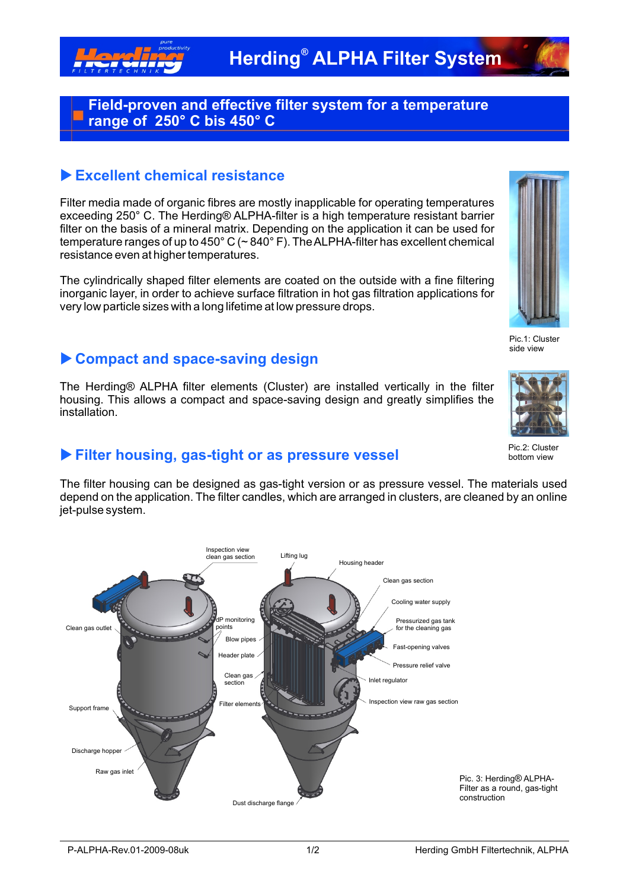# Herding® ALPHA Filter System

## Field-proven and effective filter system for a temperature range of 250° C bis 450° C

### ▶ Excellent chemical resistance

Filter media made of organic fibres are mostly inapplicable for operating temperatures exceeding 250° C. The Herding® ALPHA-filter is a high temperature resistant barrier filter on the basis of a mineral matrix. Depending on the application it can be used for temperature ranges of up to 450° C (~ 840° F). The ALPHA-filter has excellent chemical resistance even at higher temperatures.

The cylindrically shaped filter elements are coated on the outside with a fine filtering inorganic layer, in order to achieve surface filtration in hot gas filtration applications for very low particle sizes with a long lifetime at low pressure drops.

Pic.1: Cluster side view

### ▶ Compact and space-saving design

The Herding® ALPHA filter elements (Cluster) are installed vertically in the filter housing. This allows a compact and space-saving design and greatly simplifies the installation.

Pic.2: Cluster bottom view

### ▶ Filter housing, gas-tight or as pressure vessel

The filter housing can be designed as gas-tight version or as pressure vessel. The materials used depend on the application. The filter candles, which are arranged in clusters, are cleaned by an online jet-pulse system.

Inspection view clean gas section, Lifting lug, Housing header, Clean gas section, Cooling water supply, Pressurized gas tank for the cleaning gas, Fast-opening valves, Pressure relief valve, Inlet regulator, Inspection view raw gas section, Clean gas outlet, dP monitoring points, Blow pipes, Header plate, Clean gas section, Filter elements, Support frame, Discharge hopper, Raw gas inlet, Dust discharge flange

Pic. 3: Herding® ALPHA-Filter as a round, gas-tight construction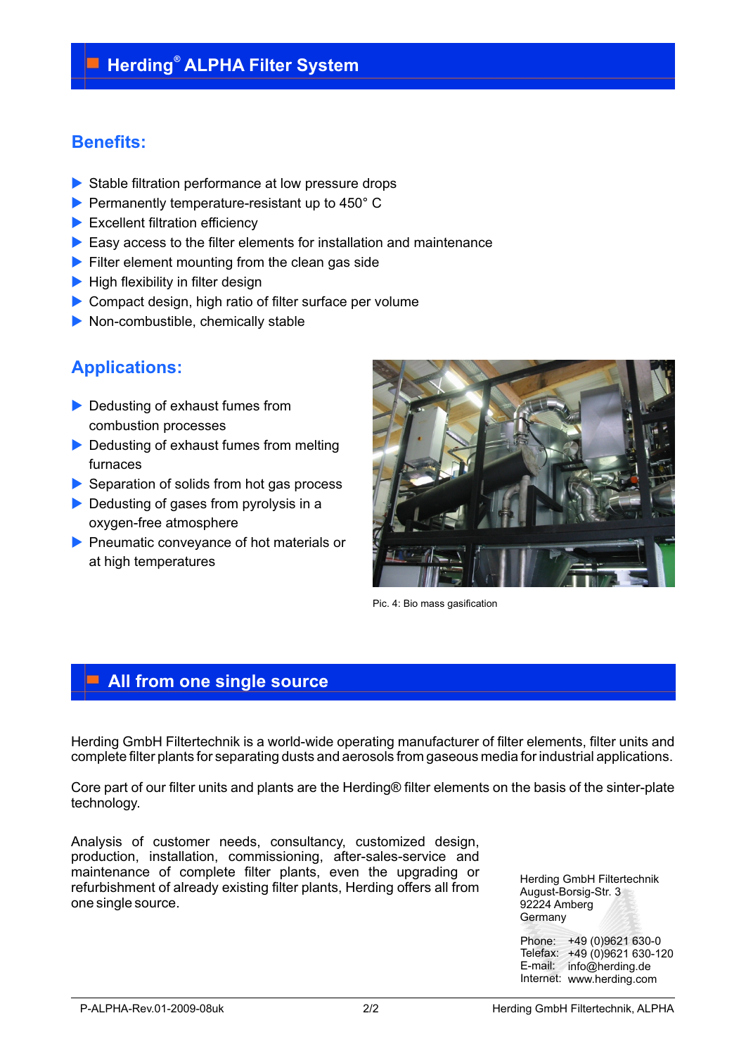# Herding® ALPHA Filter System

## Benefits:

- Stable filtration performance at low pressure drops
- Permanently temperature-resistant up to 450° C
- Excellent filtration efficiency
- Easy access to the filter elements for installation and maintenance
- Filter element mounting from the clean gas side
- High flexibility in filter design
- Compact design, high ratio of filter surface per volume
- Non-combustible, chemically stable

## Applications:

- Dedusting of exhaust fumes from combustion processes
- Dedusting of exhaust fumes from melting furnaces
- Separation of solids from hot gas process
- Dedusting of gases from pyrolysis in a oxygen-free atmosphere
- Pneumatic conveyance of hot materials or at high temperatures

Pic. 4: Bio mass gasification

# All from one single source

Herding GmbH Filtertechnik is a world-wide operating manufacturer of filter elements, filter units and complete filter plants for separating dusts and aerosols from gaseous media for industrial applications.

Core part of our filter units and plants are the Herding® filter elements on the basis of the sinter-plate technology.

Analysis of customer needs, consultancy, customized design, production, installation, commissioning, after-sales-service and maintenance of complete filter plants, even the upgrading or refurbishment of already existing filter plants, Herding offers all from one single source.

Herding GmbH Filtertechnik
August-Borsig-Str. 3
92224 Amberg
Germany

Phone: +49 (0)9621 630-0
Telefax: +49 (0)9621 630-120
E-mail: info@herding.de
Internet: www.herding.com

P-ALPHA-Rev.01-2009-08uk